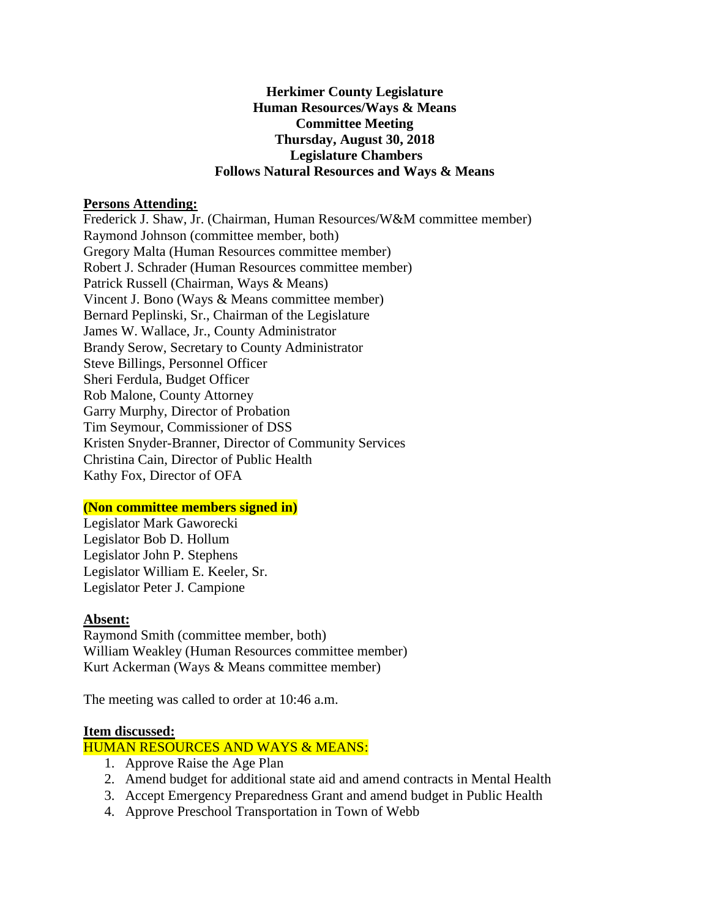**Herkimer County Legislature**
**Human Resources/Ways & Means**
**Committee Meeting**
**Thursday, August 30, 2018**
**Legislature Chambers**
**Follows Natural Resources and Ways & Means**

**Persons Attending:**

Frederick J. Shaw, Jr. (Chairman, Human Resources/W&M committee member)
Raymond Johnson (committee member, both)
Gregory Malta (Human Resources committee member)
Robert J. Schrader (Human Resources committee member)
Patrick Russell (Chairman, Ways & Means)
Vincent J. Bono (Ways & Means committee member)
Bernard Peplinski, Sr., Chairman of the Legislature
James W. Wallace, Jr., County Administrator
Brandy Serow, Secretary to County Administrator
Steve Billings, Personnel Officer
Sheri Ferdula, Budget Officer
Rob Malone, County Attorney
Garry Murphy, Director of Probation
Tim Seymour, Commissioner of DSS
Kristen Snyder-Branner, Director of Community Services
Christina Cain, Director of Public Health
Kathy Fox, Director of OFA

**(Non committee members signed in)**

Legislator Mark Gaworecki
Legislator Bob D. Hollum
Legislator John P. Stephens
Legislator William E. Keeler, Sr.
Legislator Peter J. Campione

**Absent:**

Raymond Smith (committee member, both)
William Weakley (Human Resources committee member)
Kurt Ackerman (Ways & Means committee member)

The meeting was called to order at 10:46 a.m.

**Item discussed:**

HUMAN RESOURCES AND WAYS & MEANS:

1. Approve Raise the Age Plan
2. Amend budget for additional state aid and amend contracts in Mental Health
3. Accept Emergency Preparedness Grant and amend budget in Public Health
4. Approve Preschool Transportation in Town of Webb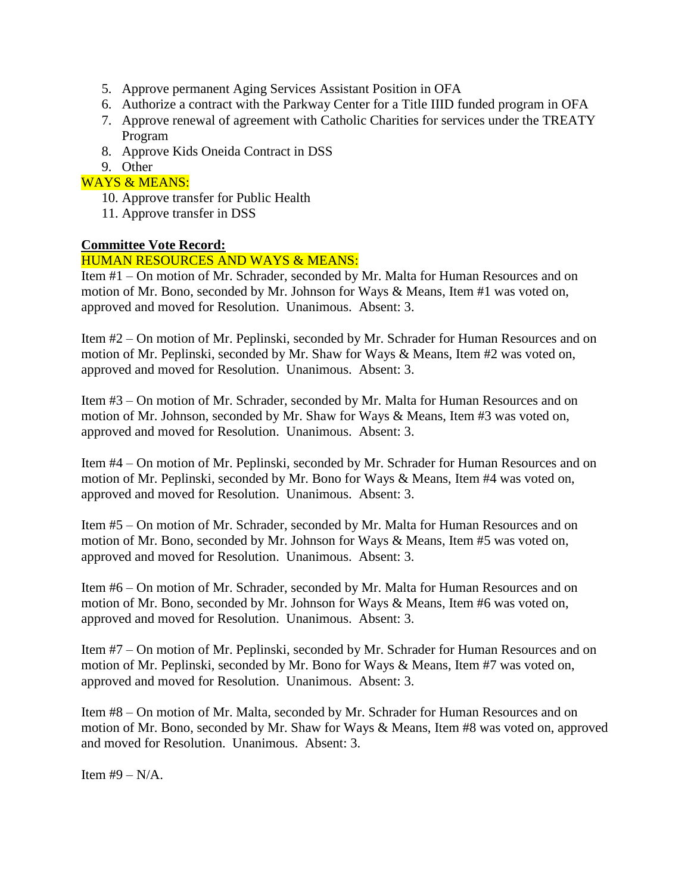5. Approve permanent Aging Services Assistant Position in OFA
6. Authorize a contract with the Parkway Center for a Title IIID funded program in OFA
7. Approve renewal of agreement with Catholic Charities for services under the TREATY Program
8. Approve Kids Oneida Contract in DSS
9. Other

WAYS & MEANS:

10. Approve transfer for Public Health
11. Approve transfer in DSS

**Committee Vote Record:**

HUMAN RESOURCES AND WAYS & MEANS:

Item #1 – On motion of Mr. Schrader, seconded by Mr. Malta for Human Resources and on motion of Mr. Bono, seconded by Mr. Johnson for Ways & Means, Item #1 was voted on, approved and moved for Resolution. Unanimous. Absent: 3.

Item #2 – On motion of Mr. Peplinski, seconded by Mr. Schrader for Human Resources and on motion of Mr. Peplinski, seconded by Mr. Shaw for Ways & Means, Item #2 was voted on, approved and moved for Resolution. Unanimous. Absent: 3.

Item #3 – On motion of Mr. Schrader, seconded by Mr. Malta for Human Resources and on motion of Mr. Johnson, seconded by Mr. Shaw for Ways & Means, Item #3 was voted on, approved and moved for Resolution. Unanimous. Absent: 3.

Item #4 – On motion of Mr. Peplinski, seconded by Mr. Schrader for Human Resources and on motion of Mr. Peplinski, seconded by Mr. Bono for Ways & Means, Item #4 was voted on, approved and moved for Resolution. Unanimous. Absent: 3.

Item #5 – On motion of Mr. Schrader, seconded by Mr. Malta for Human Resources and on motion of Mr. Bono, seconded by Mr. Johnson for Ways & Means, Item #5 was voted on, approved and moved for Resolution. Unanimous. Absent: 3.

Item #6 – On motion of Mr. Schrader, seconded by Mr. Malta for Human Resources and on motion of Mr. Bono, seconded by Mr. Johnson for Ways & Means, Item #6 was voted on, approved and moved for Resolution. Unanimous. Absent: 3.

Item #7 – On motion of Mr. Peplinski, seconded by Mr. Schrader for Human Resources and on motion of Mr. Peplinski, seconded by Mr. Bono for Ways & Means, Item #7 was voted on, approved and moved for Resolution. Unanimous. Absent: 3.

Item #8 – On motion of Mr. Malta, seconded by Mr. Schrader for Human Resources and on motion of Mr. Bono, seconded by Mr. Shaw for Ways & Means, Item #8 was voted on, approved and moved for Resolution. Unanimous. Absent: 3.

Item #9 – N/A.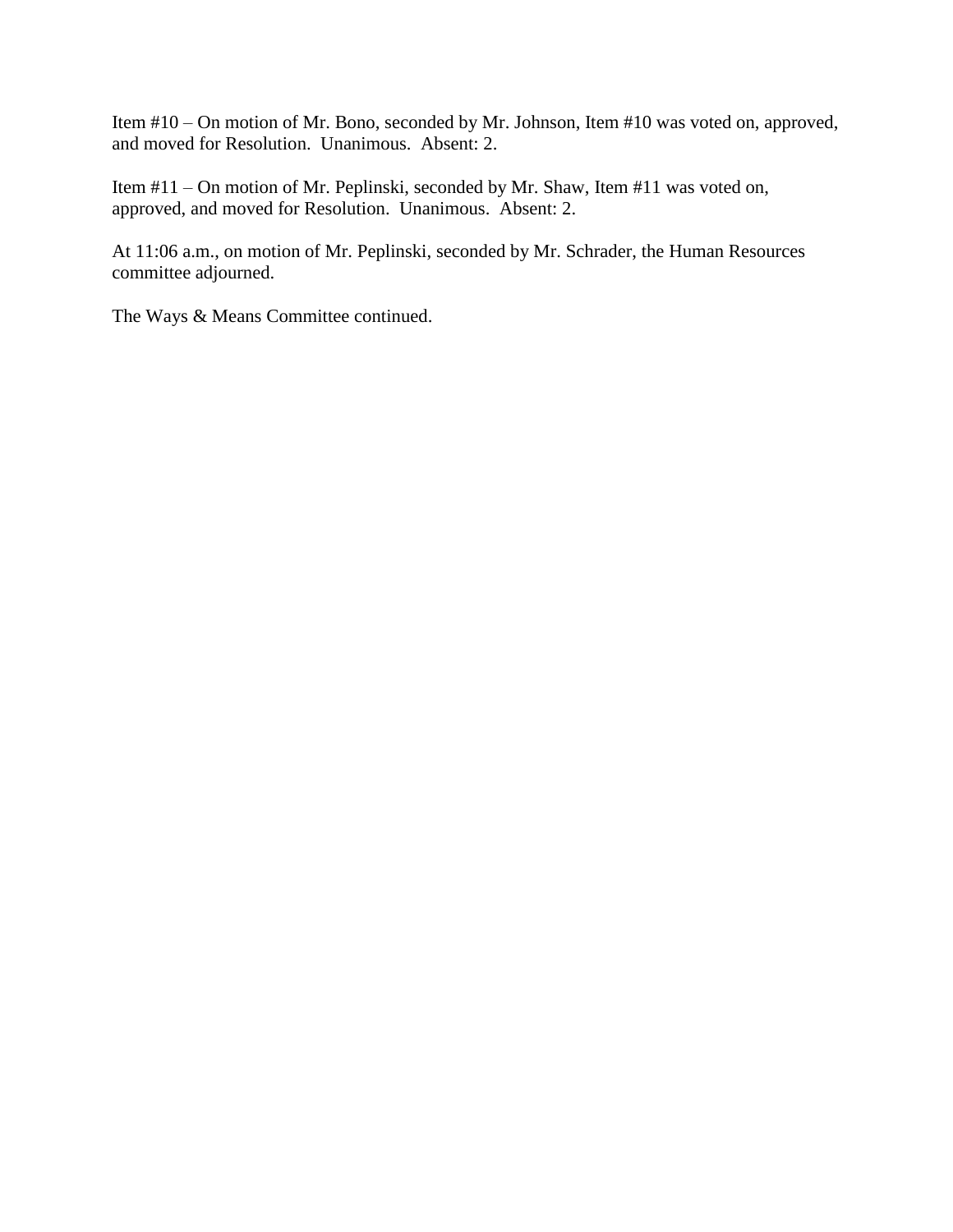Item #10 – On motion of Mr. Bono, seconded by Mr. Johnson, Item #10 was voted on, approved, and moved for Resolution.  Unanimous.  Absent: 2.

Item #11 – On motion of Mr. Peplinski, seconded by Mr. Shaw, Item #11 was voted on, approved, and moved for Resolution.  Unanimous.  Absent: 2.

At 11:06 a.m., on motion of Mr. Peplinski, seconded by Mr. Schrader, the Human Resources committee adjourned.

The Ways & Means Committee continued.